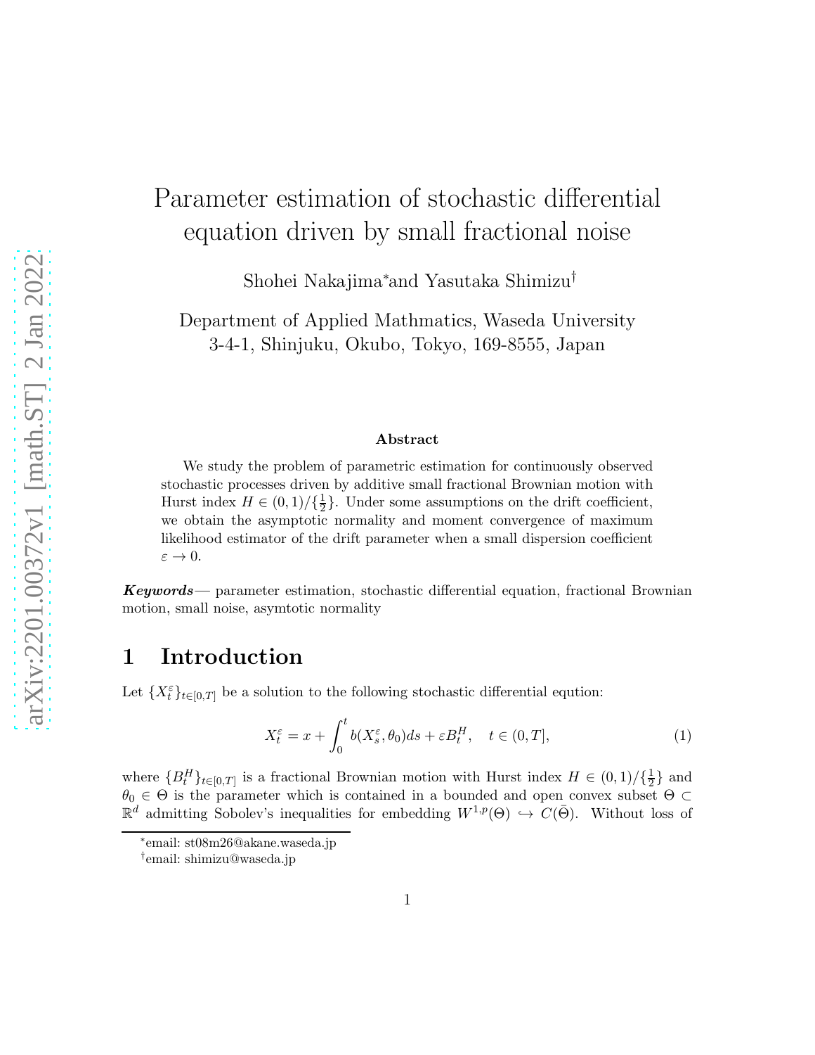# Parameter estimation of stochastic differential equation driven by small fractional noise

Shohei Nakajima[*] and Yasutaka Shimizu[†]

Department of Applied Mathmatics, Waseda University
3-4-1, Shinjuku, Okubo, Tokyo, 169-8555, Japan

### Abstract

We study the problem of parametric estimation for continuously observed stochastic processes driven by additive small fractional Brownian motion with Hurst index $H \in (0,1)/\{\frac{1}{2}\}$. Under some assumptions on the drift coefficient, we obtain the asymptotic normality and moment convergence of maximum likelihood estimator of the drift parameter when a small dispersion coefficient $\varepsilon \to 0$.

***Keywords***— parameter estimation, stochastic differential equation, fractional Brownian motion, small noise, asymtotic normality

## 1 Introduction

Let $\{X_t^\varepsilon\}_{t\in[0,T]}$ be a solution to the following stochastic differential eqution:

$$X_t^\varepsilon = x + \int_0^t b(X_s^\varepsilon, \theta_0)ds + \varepsilon B_t^H, \quad t \in (0,T], \tag{1}$$

where $\{B_t^H\}_{t\in[0,T]}$ is a fractional Brownian motion with Hurst index $H \in (0,1)/\{\frac{1}{2}\}$ and $\theta_0 \in \Theta$ is the parameter which is contained in a bounded and open convex subset $\Theta \subset \mathbb{R}^d$ admitting Sobolev's inequalities for embedding $W^{1,p}(\Theta) \hookrightarrow C(\bar{\Theta})$. Without loss of

[*]email: st08m26@akane.waseda.jp

[†]email: shimizu@waseda.jp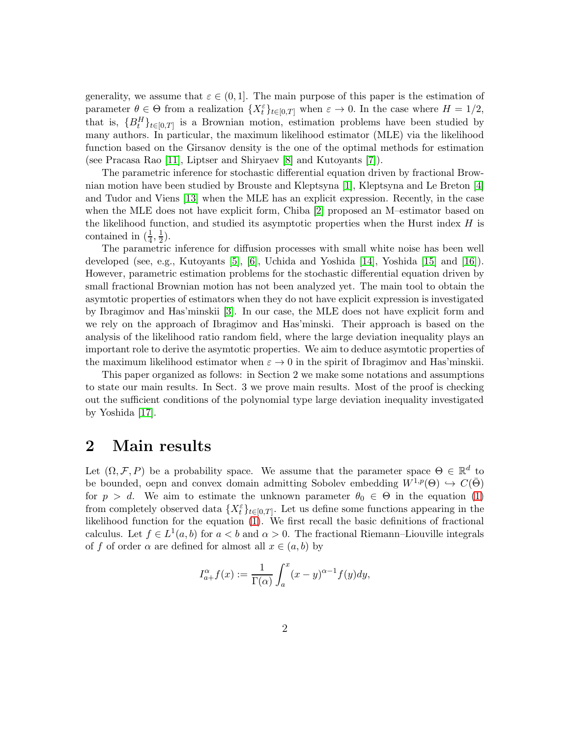generality, we assume that $\varepsilon \in (0,1]$. The main purpose of this paper is the estimation of parameter $\theta \in \Theta$ from a realization $\{X_t^\varepsilon\}_{t\in[0,T]}$ when $\varepsilon \to 0$. In the case where $H = 1/2$, that is, $\{B_t^H\}_{t\in[0,T]}$ is a Brownian motion, estimation problems have been studied by many authors. In particular, the maximum likelihood estimator (MLE) via the likelihood function based on the Girsanov density is the one of the optimal methods for estimation (see Pracasa Rao [11], Liptser and Shiryaev [8] and Kutoyants [7]).

The parametric inference for stochastic differential equation driven by fractional Brownian motion have been studied by Brouste and Kleptsyna [1], Kleptsyna and Le Breton [4] and Tudor and Viens [13] when the MLE has an explicit expression. Recently, in the case when the MLE does not have explicit form, Chiba [2] proposed an M–estimator based on the likelihood function, and studied its asymptotic properties when the Hurst index $H$ is contained in $(\frac{1}{4}, \frac{1}{2})$.

The parametric inference for diffusion processes with small white noise has been well developed (see, e.g., Kutoyants [5], [6], Uchida and Yoshida [14], Yoshida [15] and [16]). However, parametric estimation problems for the stochastic differential equation driven by small fractional Brownian motion has not been analyzed yet. The main tool to obtain the asymtotic properties of estimators when they do not have explicit expression is investigated by Ibragimov and Has'minskii [3]. In our case, the MLE does not have explicit form and we rely on the approach of Ibragimov and Has'minski. Their approach is based on the analysis of the likelihood ratio random field, where the large deviation inequality plays an important role to derive the asymtotic properties. We aim to deduce asymtotic properties of the maximum likelihood estimator when $\varepsilon \to 0$ in the spirit of Ibragimov and Has'minskii.

This paper organized as follows: in Section 2 we make some notations and assumptions to state our main results. In Sect. 3 we prove main results. Most of the proof is checking out the sufficient conditions of the polynomial type large deviation inequality investigated by Yoshida [17].

## 2 Main results

Let $(\Omega, \mathcal{F}, P)$ be a probability space. We assume that the parameter space $\Theta \in \mathbb{R}^d$ to be bounded, oepn and convex domain admitting Sobolev embedding $W^{1,p}(\Theta) \hookrightarrow C(\bar{\Theta})$ for $p > d$. We aim to estimate the unknown parameter $\theta_0 \in \Theta$ in the equation (1) from completely observed data $\{X_t^\varepsilon\}_{t\in[0,T]}$. Let us define some functions appearing in the likelihood function for the equation (1). We first recall the basic definitions of fractional calculus. Let $f \in L^1(a,b)$ for $a < b$ and $\alpha > 0$. The fractional Riemann–Liouville integrals of $f$ of order $\alpha$ are defined for almost all $x \in (a,b)$ by

$$I_{a+}^\alpha f(x) := \frac{1}{\Gamma(\alpha)} \int_a^x (x-y)^{\alpha-1} f(y) dy,$$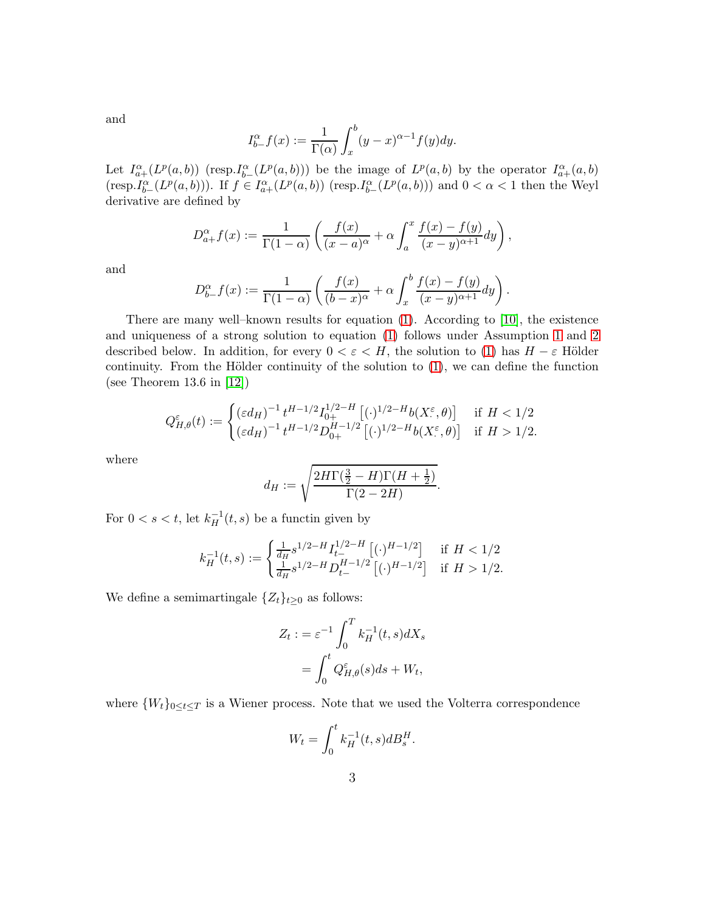and

$$I_{b-}^{\alpha} f(x) := \frac{1}{\Gamma(\alpha)} \int_x^b (y-x)^{\alpha-1} f(y) dy.$$

Let $I_{a+}^{\alpha}(L^p(a,b))$ (resp.$I_{b-}^{\alpha}(L^p(a,b))$) be the image of $L^p(a,b)$ by the operator $I_{a+}^{\alpha}(a,b)$ (resp.$I_{b-}^{\alpha}(L^p(a,b))$). If $f \in I_{a+}^{\alpha}(L^p(a,b))$ (resp.$I_{b-}^{\alpha}(L^p(a,b))$) and $0 < \alpha < 1$ then the Weyl derivative are defined by

$$D_{a+}^{\alpha} f(x) := \frac{1}{\Gamma(1-\alpha)} \left( \frac{f(x)}{(x-a)^{\alpha}} + \alpha \int_a^x \frac{f(x) - f(y)}{(x-y)^{\alpha+1}} dy \right),$$

and

$$D_{b-}^{\alpha} f(x) := \frac{1}{\Gamma(1-\alpha)} \left( \frac{f(x)}{(b-x)^{\alpha}} + \alpha \int_x^b \frac{f(x) - f(y)}{(x-y)^{\alpha+1}} dy \right).$$

There are many well–known results for equation (1). According to [10], the existence and uniqueness of a strong solution to equation (1) follows under Assumption 1 and 2 described below. In addition, for every $0 < \varepsilon < H$, the solution to (1) has $H - \varepsilon$ Hölder continuity. From the Hölder continuity of the solution to (1), we can define the function (see Theorem 13.6 in [12])

$$Q_{H,\theta}^{\varepsilon}(t) := \begin{cases} (\varepsilon d_H)^{-1} \, t^{H-1/2} I_{0+}^{1/2-H} \left[ (\cdot)^{1/2-H} b(X_{\cdot}^{\varepsilon}, \theta) \right] & \text{if } H < 1/2 \\ (\varepsilon d_H)^{-1} \, t^{H-1/2} D_{0+}^{H-1/2} \left[ (\cdot)^{1/2-H} b(X_{\cdot}^{\varepsilon}, \theta) \right] & \text{if } H > 1/2. \end{cases}$$

where

$$d_H := \sqrt{\frac{2H\Gamma(\frac{3}{2} - H)\Gamma(H + \frac{1}{2})}{\Gamma(2-2H)}}.$$

For $0 < s < t$, let $k_H^{-1}(t,s)$ be a functin given by

$$k_H^{-1}(t,s) := \begin{cases} \frac{1}{d_H} s^{1/2-H} I_{t-}^{1/2-H} \left[ (\cdot)^{H-1/2} \right] & \text{if } H < 1/2 \\ \frac{1}{d_H} s^{1/2-H} D_{t-}^{H-1/2} \left[ (\cdot)^{H-1/2} \right] & \text{if } H > 1/2. \end{cases}$$

We define a semimartingale $\{Z_t\}_{t \geq 0}$ as follows:

$$\begin{aligned} Z_t :&= \varepsilon^{-1} \int_0^T k_H^{-1}(t,s) dX_s \\ &= \int_0^t Q_{H,\theta}^{\varepsilon}(s) ds + W_t, \end{aligned}$$

where $\{W_t\}_{0 \leq t \leq T}$ is a Wiener process. Note that we used the Volterra correspondence

$$W_t = \int_0^t k_H^{-1}(t,s) dB_s^H.$$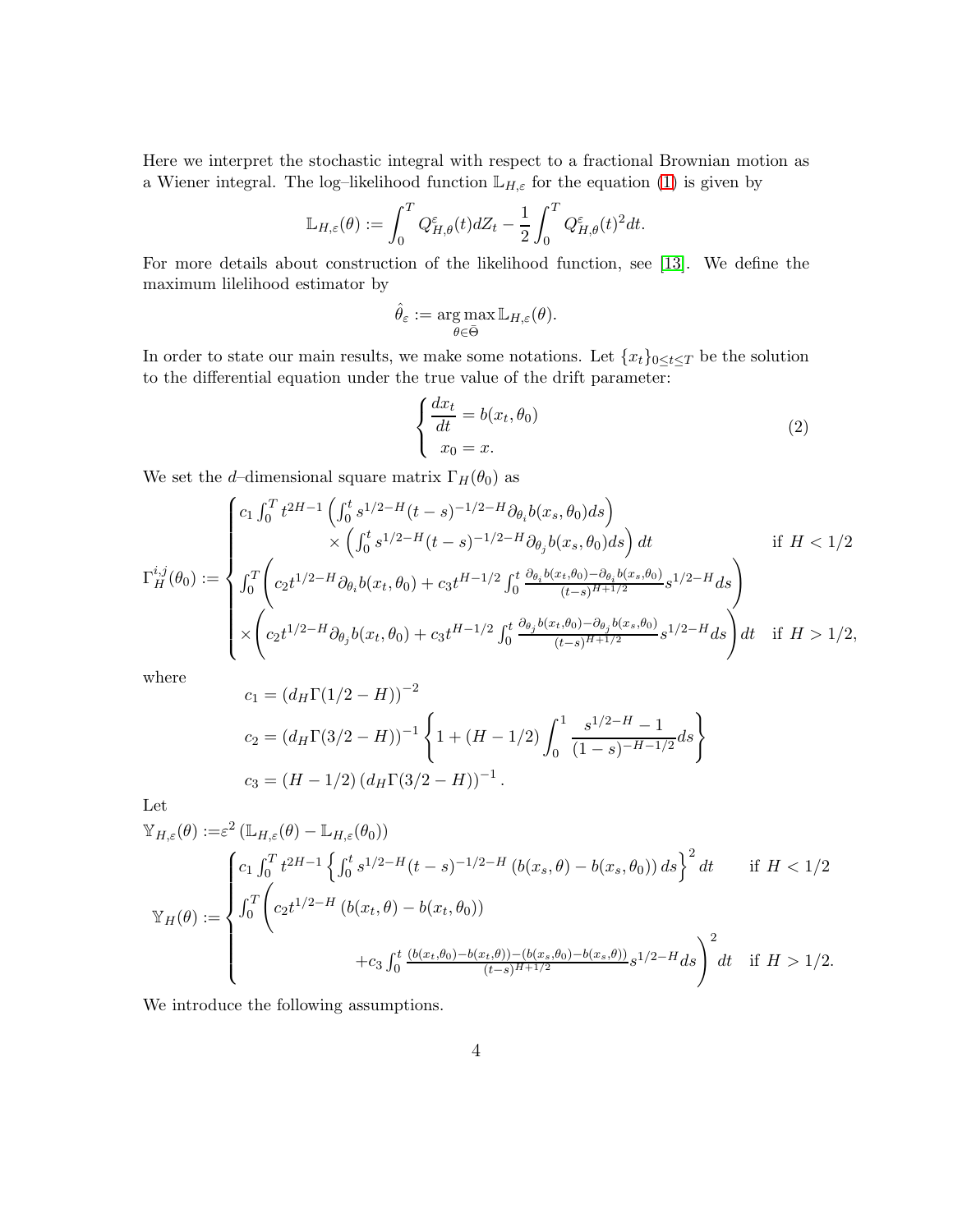Here we interpret the stochastic integral with respect to a fractional Brownian motion as a Wiener integral. The log–likelihood function $\mathbb{L}_{H,\varepsilon}$ for the equation (1) is given by

$$
\mathbb{L}_{H,\varepsilon}(\theta) := \int_0^T Q^{\varepsilon}_{H,\theta}(t) dZ_t - \frac{1}{2}\int_0^T Q^{\varepsilon}_{H,\theta}(t)^2 dt.
$$

For more details about construction of the likelihood function, see [13]. We define the maximum lilelihood estimator by

$$
\hat{\theta}_\varepsilon := \underset{\theta \in \bar{\Theta}}{\arg\max}\, \mathbb{L}_{H,\varepsilon}(\theta).
$$

In order to state our main results, we make some notations. Let $\{x_t\}_{0\le t\le T}$ be the solution to the differential equation under the true value of the drift parameter:

$$
\begin{cases} \dfrac{dx_t}{dt} = b(x_t, \theta_0) \\ x_0 = x. \end{cases} \tag{2}
$$

We set the $d$–dimensional square matrix $\Gamma_H(\theta_0)$ as

$$
\Gamma_H^{i,j}(\theta_0) := \begin{cases} c_1 \int_0^T t^{2H-1} \left( \int_0^t s^{1/2-H}(t-s)^{-1/2-H} \partial_{\theta_i} b(x_s,\theta_0) ds \right) \\ \qquad \times \left( \int_0^t s^{1/2-H}(t-s)^{-1/2-H} \partial_{\theta_j} b(x_s,\theta_0) ds \right) dt & \text{if } H < 1/2 \\ \int_0^T \left( c_2 t^{1/2-H} \partial_{\theta_i} b(x_t,\theta_0) + c_3 t^{H-1/2} \int_0^t \frac{\partial_{\theta_i} b(x_t,\theta_0) - \partial_{\theta_i} b(x_s,\theta_0)}{(t-s)^{H+1/2}} s^{1/2-H} ds \right) \\ \times \left( c_2 t^{1/2-H} \partial_{\theta_j} b(x_t,\theta_0) + c_3 t^{H-1/2} \int_0^t \frac{\partial_{\theta_j} b(x_t,\theta_0) - \partial_{\theta_j} b(x_s,\theta_0)}{(t-s)^{H+1/2}} s^{1/2-H} ds \right) dt & \text{if } H > 1/2, \end{cases}
$$

where

$$
\begin{aligned}
c_1 &= \left(d_H \Gamma(1/2 - H)\right)^{-2} \\
c_2 &= \left(d_H \Gamma(3/2 - H)\right)^{-1} \left\{ 1 + (H - 1/2) \int_0^1 \frac{s^{1/2-H} - 1}{(1-s)^{-H-1/2}} ds \right\} \\
c_3 &= (H - 1/2) \left(d_H \Gamma(3/2 - H)\right)^{-1}.
\end{aligned}
$$

Let

$$
\mathbb{Y}_{H,\varepsilon}(\theta) := \varepsilon^2 \left( \mathbb{L}_{H,\varepsilon}(\theta) - \mathbb{L}_{H,\varepsilon}(\theta_0) \right)
$$

$$
\mathbb{Y}_H(\theta) := \begin{cases} c_1 \int_0^T t^{2H-1} \left\{ \int_0^t s^{1/2-H}(t-s)^{-1/2-H} \left( b(x_s,\theta) - b(x_s,\theta_0) \right) ds \right\}^2 dt & \text{if } H < 1/2 \\ \int_0^T \Bigg( c_2 t^{1/2-H} \left( b(x_t,\theta) - b(x_t,\theta_0) \right) \\ \qquad\qquad + c_3 \int_0^t \frac{(b(x_t,\theta_0) - b(x_t,\theta)) - (b(x_s,\theta_0) - b(x_s,\theta))}{(t-s)^{H+1/2}} s^{1/2-H} ds \Bigg)^2 dt & \text{if } H > 1/2. \end{cases}
$$

We introduce the following assumptions.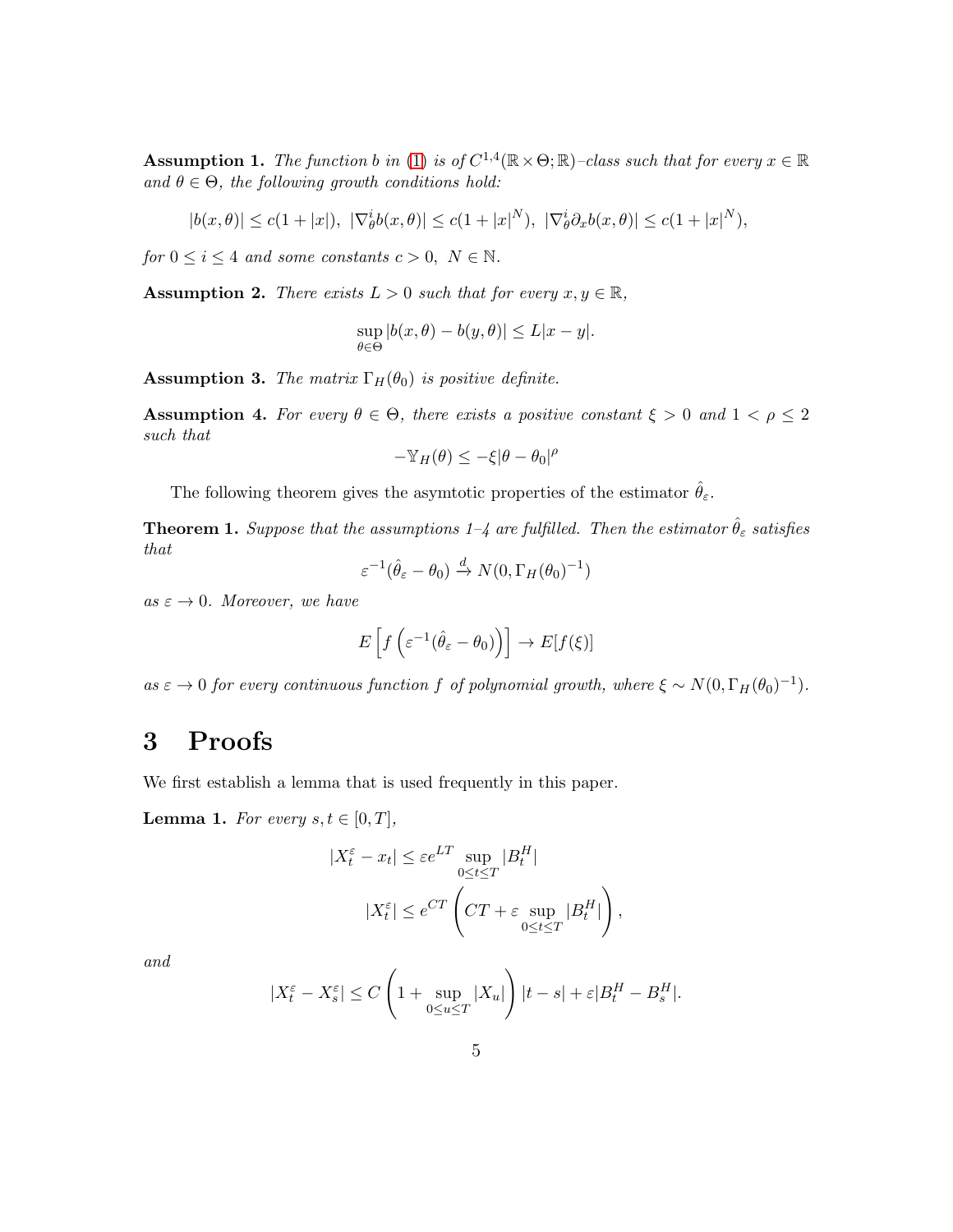**Assumption 1.** *The function $b$ in (1) is of $C^{1,4}(\mathbb{R}\times\Theta;\mathbb{R})$–class such that for every $x \in \mathbb{R}$ and $\theta \in \Theta$, the following growth conditions hold:*

$$|b(x,\theta)| \leq c(1+|x|),\ |\nabla_\theta^i b(x,\theta)| \leq c(1+|x|^N),\ |\nabla_\theta^i \partial_x b(x,\theta)| \leq c(1+|x|^N),$$

*for $0 \leq i \leq 4$ and some constants $c > 0,\ N \in \mathbb{N}$.*

**Assumption 2.** *There exists $L > 0$ such that for every $x, y \in \mathbb{R}$,*

$$\sup_{\theta\in\Theta} |b(x,\theta) - b(y,\theta)| \leq L|x-y|.$$

**Assumption 3.** *The matrix $\Gamma_H(\theta_0)$ is positive definite.*

**Assumption 4.** *For every $\theta \in \Theta$, there exists a positive constant $\xi > 0$ and $1 < \rho \leq 2$ such that*

$$-\mathbb{Y}_H(\theta) \leq -\xi|\theta - \theta_0|^\rho$$

The following theorem gives the asymtotic properties of the estimator $\hat{\theta}_\varepsilon$.

**Theorem 1.** *Suppose that the assumptions 1–4 are fulfilled. Then the estimator $\hat{\theta}_\varepsilon$ satisfies that*

$$\varepsilon^{-1}(\hat{\theta}_\varepsilon - \theta_0) \xrightarrow{d} N(0, \Gamma_H(\theta_0)^{-1})$$

*as $\varepsilon \to 0$. Moreover, we have*

$$E\left[f\left(\varepsilon^{-1}(\hat{\theta}_\varepsilon - \theta_0)\right)\right] \to E[f(\xi)]$$

*as $\varepsilon \to 0$ for every continuous function $f$ of polynomial growth, where $\xi \sim N(0, \Gamma_H(\theta_0)^{-1})$.*

# 3 Proofs

We first establish a lemma that is used frequently in this paper.

**Lemma 1.** *For every $s, t \in [0,T]$,*

$$|X_t^\varepsilon - x_t| \leq \varepsilon e^{LT} \sup_{0\leq t\leq T} |B_t^H|$$

$$|X_t^\varepsilon| \leq e^{CT}\left(CT + \varepsilon \sup_{0\leq t\leq T} |B_t^H|\right),$$

*and*

$$|X_t^\varepsilon - X_s^\varepsilon| \leq C\left(1 + \sup_{0\leq u\leq T} |X_u|\right)|t-s| + \varepsilon|B_t^H - B_s^H|.$$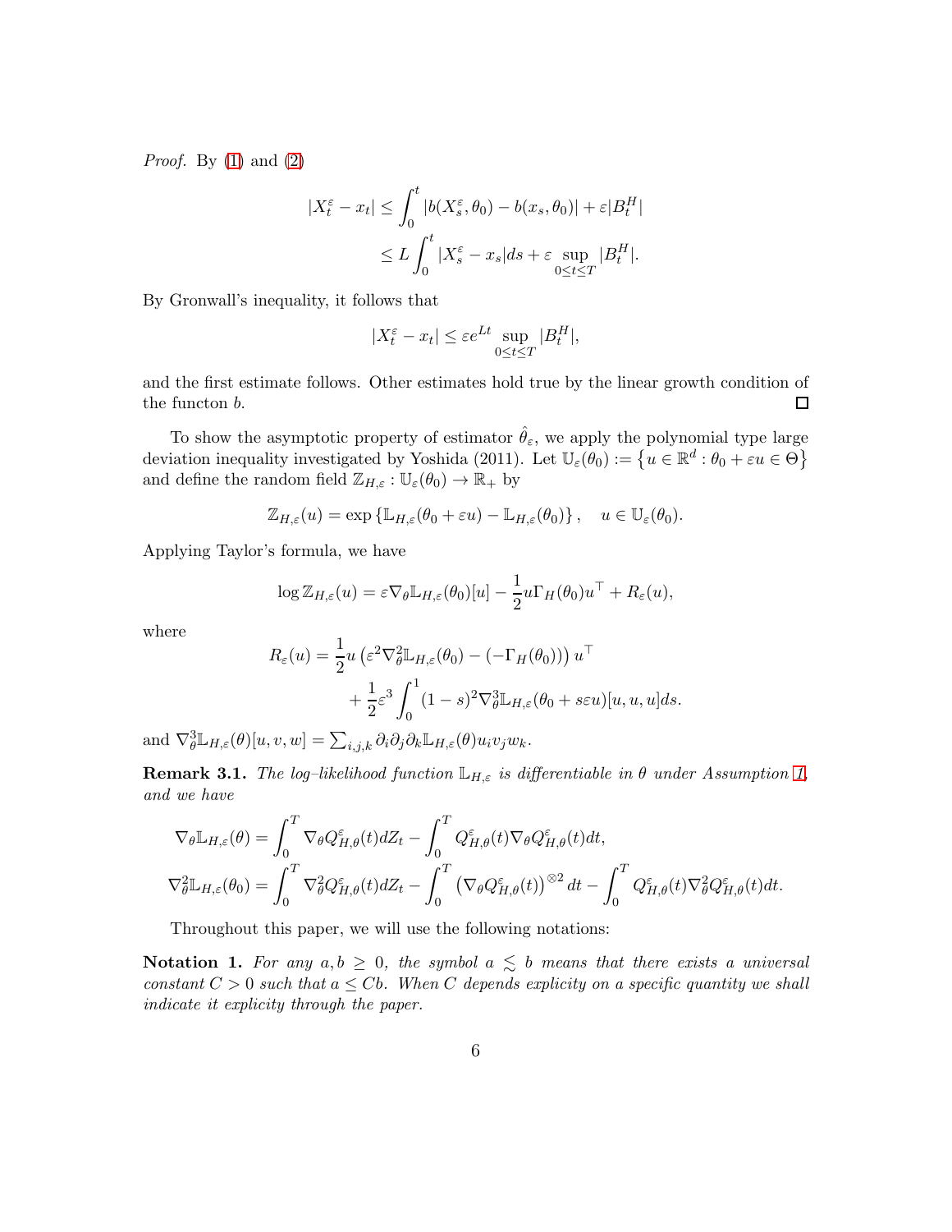*Proof.* By (1) and (2)

$$
\begin{aligned}
|X_t^\varepsilon - x_t| &\le \int_0^t |b(X_s^\varepsilon, \theta_0) - b(x_s, \theta_0)| + \varepsilon |B_t^H| \\
&\le L \int_0^t |X_s^\varepsilon - x_s| ds + \varepsilon \sup_{0\le t\le T} |B_t^H|.
\end{aligned}
$$

By Gronwall's inequality, it follows that

$$
|X_t^\varepsilon - x_t| \le \varepsilon e^{Lt} \sup_{0\le t\le T} |B_t^H|,
$$

and the first estimate follows. Other estimates hold true by the linear growth condition of the functon $b$. □

To show the asymptotic property of estimator $\hat{\theta}_\varepsilon$, we apply the polynomial type large deviation inequality investigated by Yoshida (2011). Let $\mathbb{U}_\varepsilon(\theta_0) := \left\{u \in \mathbb{R}^d : \theta_0 + \varepsilon u \in \Theta\right\}$ and define the random field $\mathbb{Z}_{H,\varepsilon} : \mathbb{U}_\varepsilon(\theta_0) \to \mathbb{R}_+$ by

$$
\mathbb{Z}_{H,\varepsilon}(u) = \exp\left\{\mathbb{L}_{H,\varepsilon}(\theta_0 + \varepsilon u) - \mathbb{L}_{H,\varepsilon}(\theta_0)\right\}, \quad u \in \mathbb{U}_\varepsilon(\theta_0).
$$

Applying Taylor's formula, we have

$$
\log \mathbb{Z}_{H,\varepsilon}(u) = \varepsilon \nabla_\theta \mathbb{L}_{H,\varepsilon}(\theta_0)[u] - \frac{1}{2} u \Gamma_H(\theta_0) u^\top + R_\varepsilon(u),
$$

where

$$
\begin{aligned}
R_\varepsilon(u) = &\frac{1}{2} u \left(\varepsilon^2 \nabla_\theta^2 \mathbb{L}_{H,\varepsilon}(\theta_0) - (-\Gamma_H(\theta_0))\right) u^\top \\
&+ \frac{1}{2}\varepsilon^3 \int_0^1 (1-s)^2 \nabla_\theta^3 \mathbb{L}_{H,\varepsilon}(\theta_0 + s\varepsilon u)[u,u,u] ds.
\end{aligned}
$$

and $\nabla_\theta^3 \mathbb{L}_{H,\varepsilon}(\theta)[u,v,w] = \sum_{i,j,k} \partial_i \partial_j \partial_k \mathbb{L}_{H,\varepsilon}(\theta) u_i v_j w_k$.

**Remark 3.1.** *The log–likelihood function $\mathbb{L}_{H,\varepsilon}$ is differentiable in $\theta$ under Assumption 1, and we have*

$$
\begin{aligned}
\nabla_\theta \mathbb{L}_{H,\varepsilon}(\theta) &= \int_0^T \nabla_\theta Q_{H,\theta}^\varepsilon(t) dZ_t - \int_0^T Q_{H,\theta}^\varepsilon(t) \nabla_\theta Q_{H,\theta}^\varepsilon(t) dt, \\
\nabla_\theta^2 \mathbb{L}_{H,\varepsilon}(\theta_0) &= \int_0^T \nabla_\theta^2 Q_{H,\theta}^\varepsilon(t) dZ_t - \int_0^T \left(\nabla_\theta Q_{H,\theta}^\varepsilon(t)\right)^{\otimes 2} dt - \int_0^T Q_{H,\theta}^\varepsilon(t) \nabla_\theta^2 Q_{H,\theta}^\varepsilon(t) dt.
\end{aligned}
$$

Throughout this paper, we will use the following notations:

**Notation 1.** *For any $a, b \ge 0$, the symbol $a \lesssim b$ means that there exists a universal constant $C > 0$ such that $a \le Cb$. When $C$ depends explicity on a specific quantity we shall indicate it explicity through the paper.*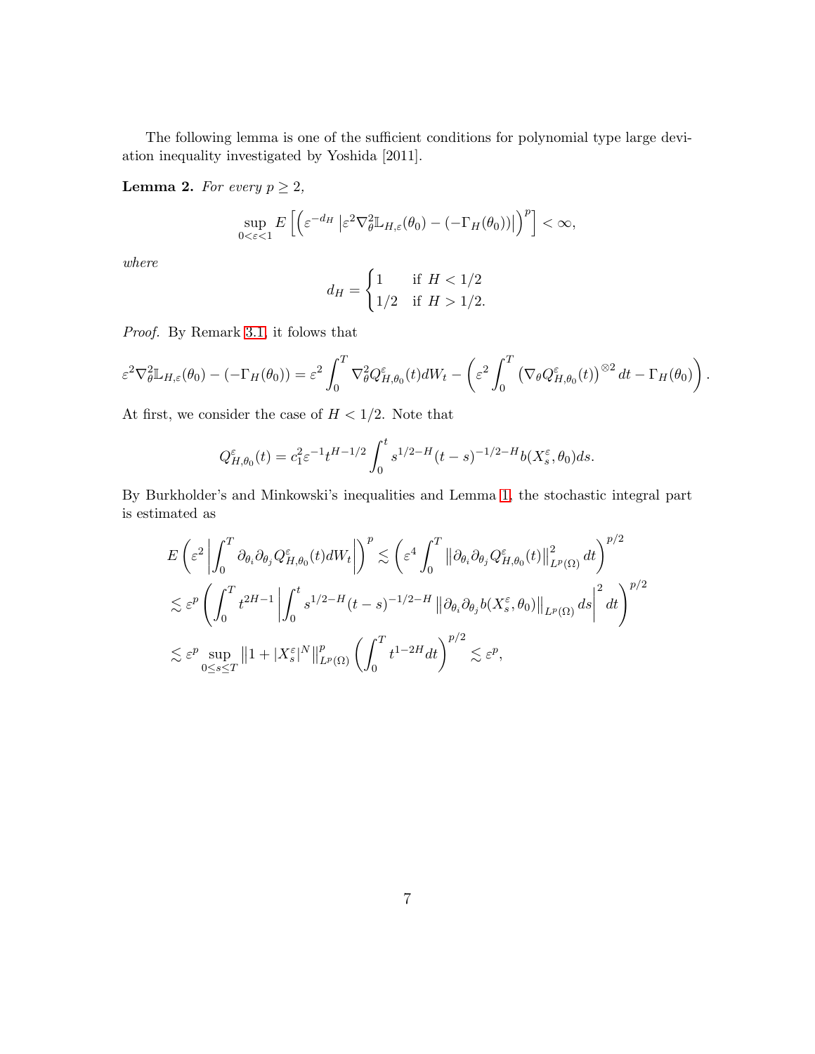The following lemma is one of the sufficient conditions for polynomial type large deviation inequality investigated by Yoshida [2011].

**Lemma 2.** *For every $p \geq 2$,*

$$\sup_{0<\varepsilon<1} E\left[\left(\varepsilon^{-d_H}\left|\varepsilon^2 \nabla_\theta^2 \mathbb{L}_{H,\varepsilon}(\theta_0) - (-\Gamma_H(\theta_0))\right|\right)^p\right] < \infty,$$

*where*

$$d_H = \begin{cases} 1 & \text{if } H < 1/2 \\ 1/2 & \text{if } H > 1/2. \end{cases}$$

*Proof.* By Remark 3.1, it folows that

$$\varepsilon^2 \nabla_\theta^2 \mathbb{L}_{H,\varepsilon}(\theta_0) - (-\Gamma_H(\theta_0)) = \varepsilon^2 \int_0^T \nabla_\theta^2 Q_{H,\theta_0}^\varepsilon(t) dW_t - \left(\varepsilon^2 \int_0^T \left(\nabla_\theta Q_{H,\theta_0}^\varepsilon(t)\right)^{\otimes 2} dt - \Gamma_H(\theta_0)\right).$$

At first, we consider the case of $H < 1/2$. Note that

$$Q_{H,\theta_0}^\varepsilon(t) = c_1^2 \varepsilon^{-1} t^{H-1/2} \int_0^t s^{1/2-H}(t-s)^{-1/2-H} b(X_s^\varepsilon, \theta_0) ds.$$

By Burkholder's and Minkowski's inequalities and Lemma 1, the stochastic integral part is estimated as

$$\begin{aligned}
E\left(\varepsilon^2 \left|\int_0^T \partial_{\theta_i}\partial_{\theta_j} Q_{H,\theta_0}^\varepsilon(t) dW_t\right|\right)^p &\lesssim \left(\varepsilon^4 \int_0^T \left\|\partial_{\theta_i}\partial_{\theta_j} Q_{H,\theta_0}^\varepsilon(t)\right\|_{L^p(\Omega)}^2 dt\right)^{p/2} \\
&\lesssim \varepsilon^p \left(\int_0^T t^{2H-1} \left|\int_0^t s^{1/2-H}(t-s)^{-1/2-H} \left\|\partial_{\theta_i}\partial_{\theta_j} b(X_s^\varepsilon, \theta_0)\right\|_{L^p(\Omega)} ds\right|^2 dt\right)^{p/2} \\
&\lesssim \varepsilon^p \sup_{0 \leq s \leq T} \left\|1 + |X_s^\varepsilon|^N\right\|_{L^p(\Omega)}^p \left(\int_0^T t^{1-2H} dt\right)^{p/2} \lesssim \varepsilon^p,
\end{aligned}$$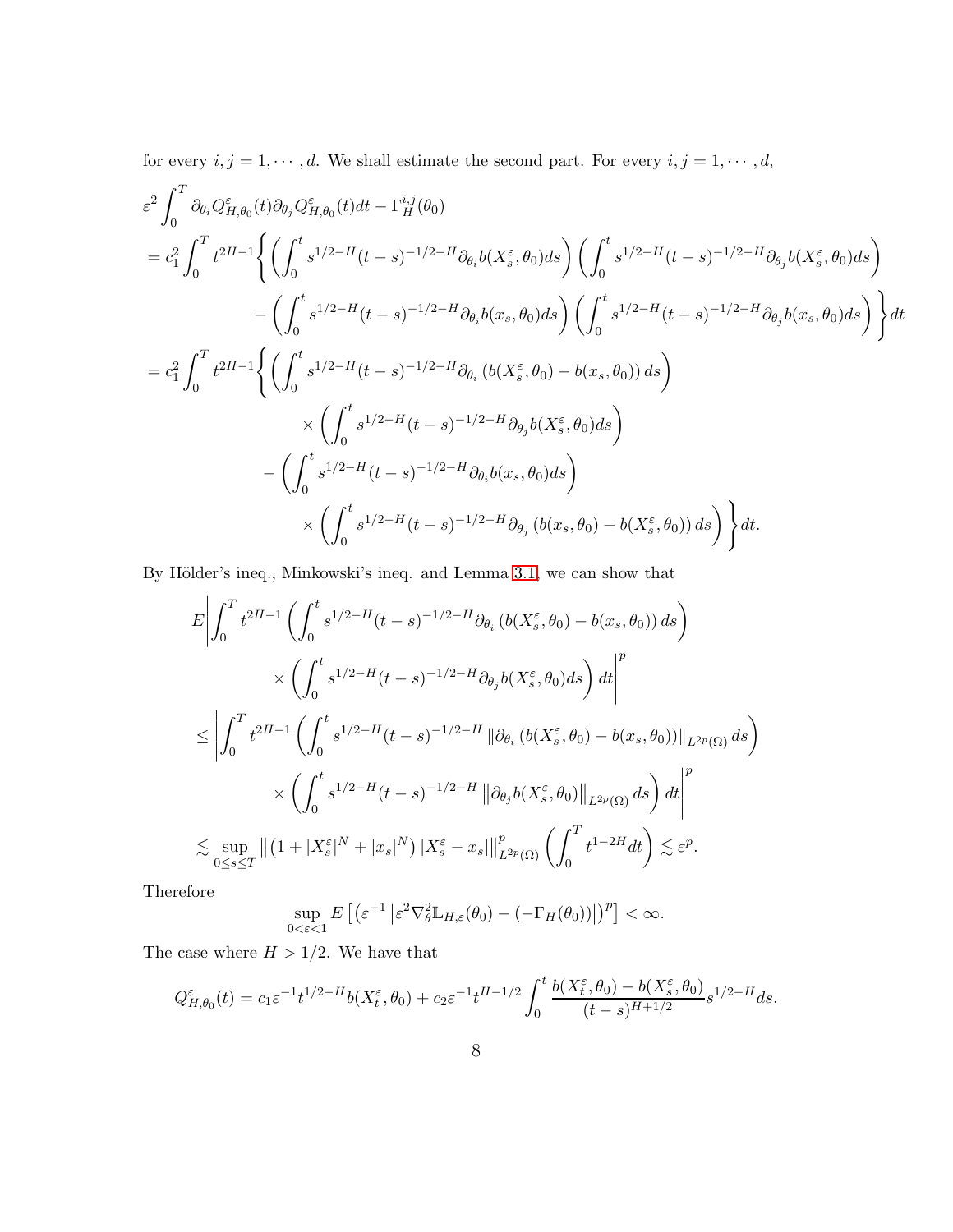for every $i, j = 1, \cdots, d$. We shall estimate the second part. For every $i, j = 1, \cdots, d$,

$$
\begin{aligned}
&\varepsilon^2 \int_0^T \partial_{\theta_i} Q^{\varepsilon}_{H,\theta_0}(t) \partial_{\theta_j} Q^{\varepsilon}_{H,\theta_0}(t) dt - \Gamma^{i,j}_H(\theta_0) \\
&= c_1^2 \int_0^T t^{2H-1} \Bigg\{ \left( \int_0^t s^{1/2-H}(t-s)^{-1/2-H} \partial_{\theta_i} b(X^{\varepsilon}_s, \theta_0) ds \right) \left( \int_0^t s^{1/2-H}(t-s)^{-1/2-H} \partial_{\theta_j} b(X^{\varepsilon}_s, \theta_0) ds \right) \\
&\qquad - \left( \int_0^t s^{1/2-H}(t-s)^{-1/2-H} \partial_{\theta_i} b(x_s, \theta_0) ds \right) \left( \int_0^t s^{1/2-H}(t-s)^{-1/2-H} \partial_{\theta_j} b(x_s, \theta_0) ds \right) \Bigg\} dt \\
&= c_1^2 \int_0^T t^{2H-1} \Bigg\{ \left( \int_0^t s^{1/2-H}(t-s)^{-1/2-H} \partial_{\theta_i} \left( b(X^{\varepsilon}_s, \theta_0) - b(x_s, \theta_0) \right) ds \right) \\
&\qquad\qquad \times \left( \int_0^t s^{1/2-H}(t-s)^{-1/2-H} \partial_{\theta_j} b(X^{\varepsilon}_s, \theta_0) ds \right) \\
&\qquad - \left( \int_0^t s^{1/2-H}(t-s)^{-1/2-H} \partial_{\theta_i} b(x_s, \theta_0) ds \right) \\
&\qquad\qquad \times \left( \int_0^t s^{1/2-H}(t-s)^{-1/2-H} \partial_{\theta_j} \left( b(x_s, \theta_0) - b(X^{\varepsilon}_s, \theta_0) \right) ds \right) \Bigg\} dt.
\end{aligned}
$$

By Hölder's ineq., Minkowski's ineq. and Lemma 3.1, we can show that

$$
\begin{aligned}
&E \Bigg| \int_0^T t^{2H-1} \left( \int_0^t s^{1/2-H}(t-s)^{-1/2-H} \partial_{\theta_i} \left( b(X^{\varepsilon}_s, \theta_0) - b(x_s, \theta_0) \right) ds \right) \\
&\qquad \times \left( \int_0^t s^{1/2-H}(t-s)^{-1/2-H} \partial_{\theta_j} b(X^{\varepsilon}_s, \theta_0) ds \right) dt \Bigg|^p \\
&\leq \Bigg| \int_0^T t^{2H-1} \left( \int_0^t s^{1/2-H}(t-s)^{-1/2-H} \left\| \partial_{\theta_i} \left( b(X^{\varepsilon}_s, \theta_0) - b(x_s, \theta_0) \right) \right\|_{L^{2p}(\Omega)} ds \right) \\
&\qquad \times \left( \int_0^t s^{1/2-H}(t-s)^{-1/2-H} \left\| \partial_{\theta_j} b(X^{\varepsilon}_s, \theta_0) \right\|_{L^{2p}(\Omega)} ds \right) dt \Bigg|^p \\
&\lesssim \sup_{0 \leq s \leq T} \left\| \left( 1 + |X^{\varepsilon}_s|^N + |x_s|^N \right) |X^{\varepsilon}_s - x_s| \right\|^p_{L^{2p}(\Omega)} \left( \int_0^T t^{1-2H} dt \right) \lesssim \varepsilon^p.
\end{aligned}
$$

Therefore

$$
\sup_{0<\varepsilon<1} E\left[ \left( \varepsilon^{-1} \left| \varepsilon^2 \nabla^2_\theta \mathbb{L}_{H,\varepsilon}(\theta_0) - (-\Gamma_H(\theta_0)) \right| \right)^p \right] < \infty.
$$

The case where $H > 1/2$. We have that

$$
Q^{\varepsilon}_{H,\theta_0}(t) = c_1 \varepsilon^{-1} t^{1/2-H} b(X^{\varepsilon}_t, \theta_0) + c_2 \varepsilon^{-1} t^{H-1/2} \int_0^t \frac{b(X^{\varepsilon}_t, \theta_0) - b(X^{\varepsilon}_s, \theta_0)}{(t-s)^{H+1/2}} s^{1/2-H} ds.
$$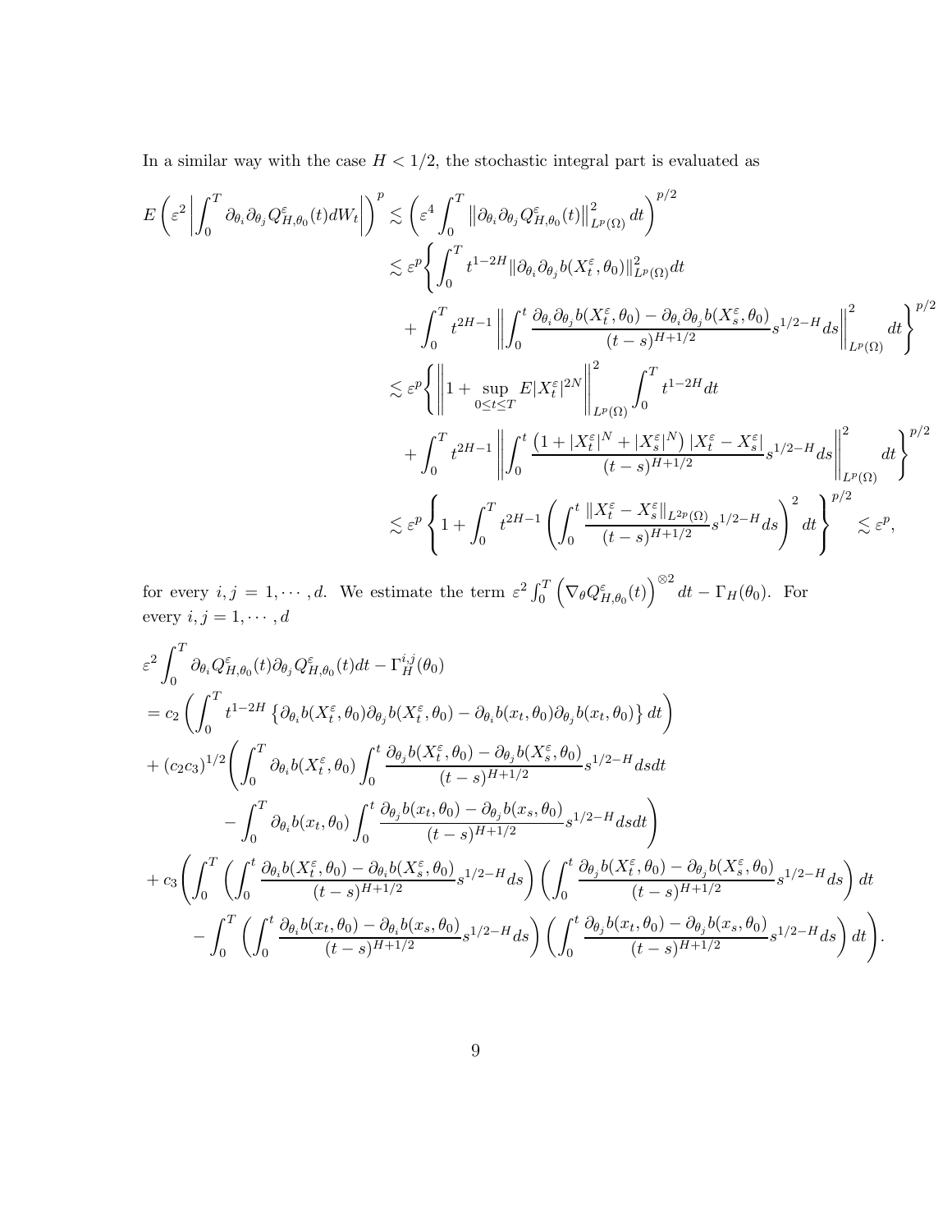In a similar way with the case $H < 1/2$, the stochastic integral part is evaluated as

$$
\begin{aligned}
E\left(\varepsilon^2 \left|\int_0^T \partial_{\theta_i}\partial_{\theta_j} Q^{\varepsilon}_{H,\theta_0}(t) dW_t\right|\right)^p &\lesssim \left(\varepsilon^4 \int_0^T \left\|\partial_{\theta_i}\partial_{\theta_j} Q^{\varepsilon}_{H,\theta_0}(t)\right\|^2_{L^p(\Omega)} dt\right)^{p/2} \\
&\lesssim \varepsilon^p \Bigg\{ \int_0^T t^{1-2H} \|\partial_{\theta_i}\partial_{\theta_j} b(X^{\varepsilon}_t, \theta_0)\|^2_{L^p(\Omega)} dt \\
&\quad + \int_0^T t^{2H-1} \left\| \int_0^t \frac{\partial_{\theta_i}\partial_{\theta_j} b(X^{\varepsilon}_t, \theta_0) - \partial_{\theta_i}\partial_{\theta_j} b(X^{\varepsilon}_s, \theta_0)}{(t-s)^{H+1/2}} s^{1/2-H} ds \right\|^2_{L^p(\Omega)} dt \Bigg\}^{p/2} \\
&\lesssim \varepsilon^p \Bigg\{ \left\| 1 + \sup_{0 \le t \le T} E|X^{\varepsilon}_t|^{2N} \right\|^2_{L^p(\Omega)} \int_0^T t^{1-2H} dt \\
&\quad + \int_0^T t^{2H-1} \left\| \int_0^t \frac{\left(1 + |X^{\varepsilon}_t|^N + |X^{\varepsilon}_s|^N\right) |X^{\varepsilon}_t - X^{\varepsilon}_s|}{(t-s)^{H+1/2}} s^{1/2-H} ds \right\|^2_{L^p(\Omega)} dt \Bigg\}^{p/2} \\
&\lesssim \varepsilon^p \left\{ 1 + \int_0^T t^{2H-1} \left( \int_0^t \frac{\|X^{\varepsilon}_t - X^{\varepsilon}_s\|_{L^{2p}(\Omega)}}{(t-s)^{H+1/2}} s^{1/2-H} ds \right)^2 dt \right\}^{p/2} \lesssim \varepsilon^p,
\end{aligned}
$$

for every $i, j = 1, \cdots, d$. We estimate the term $\varepsilon^2 \int_0^T \left(\nabla_\theta Q^{\varepsilon}_{H,\theta_0}(t)\right)^{\otimes 2} dt - \Gamma_H(\theta_0)$. For every $i, j = 1, \cdots, d$

$$
\begin{aligned}
&\varepsilon^2 \int_0^T \partial_{\theta_i} Q^{\varepsilon}_{H,\theta_0}(t) \partial_{\theta_j} Q^{\varepsilon}_{H,\theta_0}(t) dt - \Gamma^{i,j}_H(\theta_0) \\
&= c_2 \left( \int_0^T t^{1-2H} \left\{ \partial_{\theta_i} b(X^{\varepsilon}_t, \theta_0) \partial_{\theta_j} b(X^{\varepsilon}_t, \theta_0) - \partial_{\theta_i} b(x_t, \theta_0) \partial_{\theta_j} b(x_t, \theta_0) \right\} dt \right) \\
&+ (c_2 c_3)^{1/2} \Bigg( \int_0^T \partial_{\theta_i} b(X^{\varepsilon}_t, \theta_0) \int_0^t \frac{\partial_{\theta_j} b(X^{\varepsilon}_t, \theta_0) - \partial_{\theta_j} b(X^{\varepsilon}_s, \theta_0)}{(t-s)^{H+1/2}} s^{1/2-H} ds dt \\
&\qquad - \int_0^T \partial_{\theta_i} b(x_t, \theta_0) \int_0^t \frac{\partial_{\theta_j} b(x_t, \theta_0) - \partial_{\theta_j} b(x_s, \theta_0)}{(t-s)^{H+1/2}} s^{1/2-H} ds dt \Bigg) \\
&+ c_3 \Bigg( \int_0^T \left( \int_0^t \frac{\partial_{\theta_i} b(X^{\varepsilon}_t, \theta_0) - \partial_{\theta_i} b(X^{\varepsilon}_s, \theta_0)}{(t-s)^{H+1/2}} s^{1/2-H} ds \right) \left( \int_0^t \frac{\partial_{\theta_j} b(X^{\varepsilon}_t, \theta_0) - \partial_{\theta_j} b(X^{\varepsilon}_s, \theta_0)}{(t-s)^{H+1/2}} s^{1/2-H} ds \right) dt \\
&\qquad - \int_0^T \left( \int_0^t \frac{\partial_{\theta_i} b(x_t, \theta_0) - \partial_{\theta_i} b(x_s, \theta_0)}{(t-s)^{H+1/2}} s^{1/2-H} ds \right) \left( \int_0^t \frac{\partial_{\theta_j} b(x_t, \theta_0) - \partial_{\theta_j} b(x_s, \theta_0)}{(t-s)^{H+1/2}} s^{1/2-H} ds \right) dt \Bigg).
\end{aligned}
$$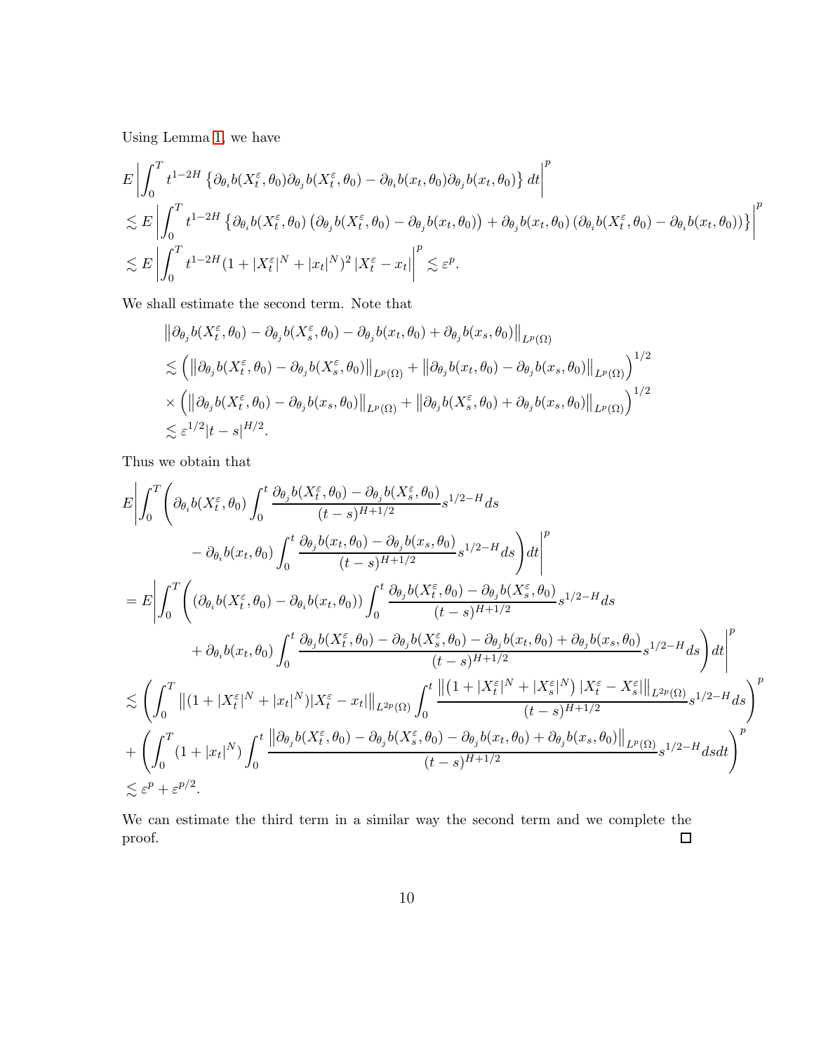Using Lemma 1, we have

$$
\begin{aligned}
&E\left|\int_0^T t^{1-2H}\left\{\partial_{\theta_i} b(X_t^\varepsilon,\theta_0)\partial_{\theta_j} b(X_t^\varepsilon,\theta_0)-\partial_{\theta_i} b(x_t,\theta_0)\partial_{\theta_j} b(x_t,\theta_0)\right\}dt\right|^p\\
&\lesssim E\left|\int_0^T t^{1-2H}\left\{\partial_{\theta_i} b(X_t^\varepsilon,\theta_0)\left(\partial_{\theta_j} b(X_t^\varepsilon,\theta_0)-\partial_{\theta_j} b(x_t,\theta_0)\right)+\partial_{\theta_j} b(x_t,\theta_0)\left(\partial_{\theta_i} b(X_t^\varepsilon,\theta_0)-\partial_{\theta_i} b(x_t,\theta_0)\right)\right\}\right|^p\\
&\lesssim E\left|\int_0^T t^{1-2H}(1+|X_t^\varepsilon|^N+|x_t|^N)^2\left|X_t^\varepsilon-x_t\right|\right|^p\lesssim\varepsilon^p.
\end{aligned}
$$

We shall estimate the second term. Note that

$$
\begin{aligned}
&\left\|\partial_{\theta_j} b(X_t^\varepsilon,\theta_0)-\partial_{\theta_j} b(X_s^\varepsilon,\theta_0)-\partial_{\theta_j} b(x_t,\theta_0)+\partial_{\theta_j} b(x_s,\theta_0)\right\|_{L^p(\Omega)}\\
&\lesssim\left(\left\|\partial_{\theta_j} b(X_t^\varepsilon,\theta_0)-\partial_{\theta_j} b(X_s^\varepsilon,\theta_0)\right\|_{L^p(\Omega)}+\left\|\partial_{\theta_j} b(x_t,\theta_0)-\partial_{\theta_j} b(x_s,\theta_0)\right\|_{L^p(\Omega)}\right)^{1/2}\\
&\times\left(\left\|\partial_{\theta_j} b(X_t^\varepsilon,\theta_0)-\partial_{\theta_j} b(x_s,\theta_0)\right\|_{L^p(\Omega)}+\left\|\partial_{\theta_j} b(X_s^\varepsilon,\theta_0)+\partial_{\theta_j} b(x_s,\theta_0)\right\|_{L^p(\Omega)}\right)^{1/2}\\
&\lesssim\varepsilon^{1/2}|t-s|^{H/2}.
\end{aligned}
$$

Thus we obtain that

$$
\begin{aligned}
&E\Bigg|\int_0^T\Bigg(\partial_{\theta_i} b(X_t^\varepsilon,\theta_0)\int_0^t\frac{\partial_{\theta_j} b(X_t^\varepsilon,\theta_0)-\partial_{\theta_j} b(X_s^\varepsilon,\theta_0)}{(t-s)^{H+1/2}}s^{1/2-H}ds\\
&\qquad-\partial_{\theta_i} b(x_t,\theta_0)\int_0^t\frac{\partial_{\theta_j} b(x_t,\theta_0)-\partial_{\theta_j} b(x_s,\theta_0)}{(t-s)^{H+1/2}}s^{1/2-H}ds\Bigg)dt\Bigg|^p\\
&=E\Bigg|\int_0^T\Bigg(\left(\partial_{\theta_i} b(X_t^\varepsilon,\theta_0)-\partial_{\theta_i} b(x_t,\theta_0)\right)\int_0^t\frac{\partial_{\theta_j} b(X_t^\varepsilon,\theta_0)-\partial_{\theta_j} b(X_s^\varepsilon,\theta_0)}{(t-s)^{H+1/2}}s^{1/2-H}ds\\
&\qquad+\partial_{\theta_i} b(x_t,\theta_0)\int_0^t\frac{\partial_{\theta_j} b(X_t^\varepsilon,\theta_0)-\partial_{\theta_j} b(X_s^\varepsilon,\theta_0)-\partial_{\theta_j} b(x_t,\theta_0)+\partial_{\theta_j} b(x_s,\theta_0)}{(t-s)^{H+1/2}}s^{1/2-H}ds\Bigg)dt\Bigg|^p\\
&\lesssim\left(\int_0^T\left\|(1+|X_t^\varepsilon|^N+|x_t|^N)|X_t^\varepsilon-x_t|\right\|_{L^{2p}(\Omega)}\int_0^t\frac{\left\|\left(1+|X_t^\varepsilon|^N+|X_s^\varepsilon|^N\right)|X_t^\varepsilon-X_s^\varepsilon|\right\|_{L^{2p}(\Omega)}}{(t-s)^{H+1/2}}s^{1/2-H}ds\right)^p\\
&+\left(\int_0^T(1+|x_t|^N)\int_0^t\frac{\left\|\partial_{\theta_j} b(X_t^\varepsilon,\theta_0)-\partial_{\theta_j} b(X_s^\varepsilon,\theta_0)-\partial_{\theta_j} b(x_t,\theta_0)+\partial_{\theta_j} b(x_s,\theta_0)\right\|_{L^p(\Omega)}}{(t-s)^{H+1/2}}s^{1/2-H}dsdt\right)^p\\
&\lesssim\varepsilon^p+\varepsilon^{p/2}.
\end{aligned}
$$

We can estimate the third term in a similar way the second term and we complete the proof. □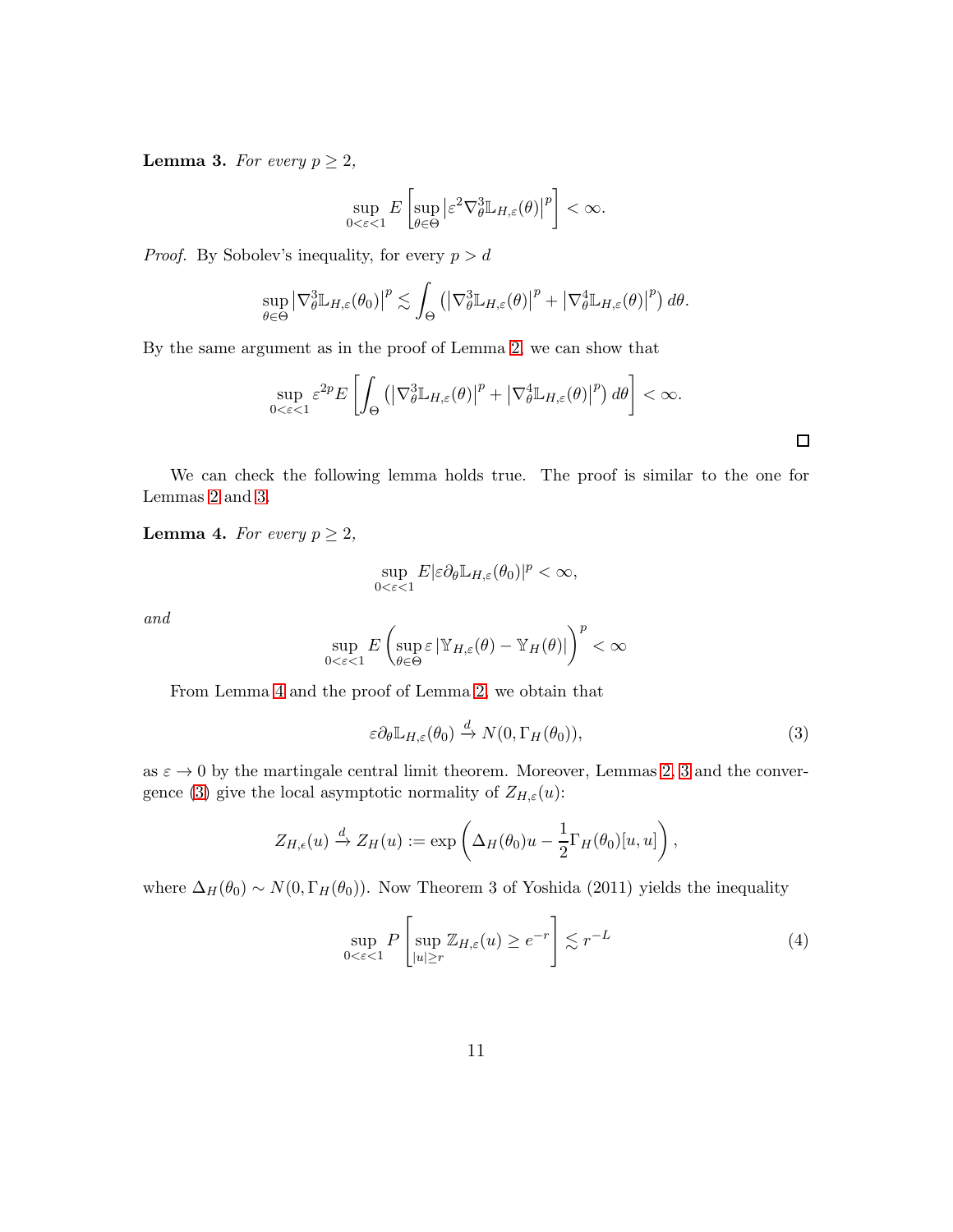**Lemma 3.** *For every $p \geq 2$,*

$$\sup_{0<\varepsilon<1} E\left[\sup_{\theta\in\Theta}\left|\varepsilon^2\nabla_\theta^3\mathbb{L}_{H,\varepsilon}(\theta)\right|^p\right] < \infty.$$

*Proof.* By Sobolev's inequality, for every $p > d$

$$\sup_{\theta\in\Theta}\left|\nabla_\theta^3\mathbb{L}_{H,\varepsilon}(\theta_0)\right|^p \lesssim \int_\Theta \left(\left|\nabla_\theta^3\mathbb{L}_{H,\varepsilon}(\theta)\right|^p + \left|\nabla_\theta^4\mathbb{L}_{H,\varepsilon}(\theta)\right|^p\right) d\theta.$$

By the same argument as in the proof of Lemma 2, we can show that

$$\sup_{0<\varepsilon<1} \varepsilon^{2p} E\left[\int_\Theta \left(\left|\nabla_\theta^3\mathbb{L}_{H,\varepsilon}(\theta)\right|^p + \left|\nabla_\theta^4\mathbb{L}_{H,\varepsilon}(\theta)\right|^p\right) d\theta\right] < \infty.$$

□

We can check the following lemma holds true. The proof is similar to the one for Lemmas 2 and 3.

**Lemma 4.** *For every $p \geq 2$,*

$$\sup_{0<\varepsilon<1} E|\varepsilon\partial_\theta\mathbb{L}_{H,\varepsilon}(\theta_0)|^p < \infty,$$

*and*

$$\sup_{0<\varepsilon<1} E\left(\sup_{\theta\in\Theta}\varepsilon\left|\mathbb{Y}_{H,\varepsilon}(\theta) - \mathbb{Y}_H(\theta)\right|\right)^p < \infty$$

From Lemma 4 and the proof of Lemma 2, we obtain that

$$\varepsilon\partial_\theta\mathbb{L}_{H,\varepsilon}(\theta_0) \xrightarrow{d} N(0, \Gamma_H(\theta_0)), \tag{3}$$

as $\varepsilon \to 0$ by the martingale central limit theorem. Moreover, Lemmas 2, 3 and the convergence (3) give the local asymptotic normality of $Z_{H,\varepsilon}(u)$:

$$Z_{H,\epsilon}(u) \xrightarrow{d} Z_H(u) := \exp\left(\Delta_H(\theta_0)u - \frac{1}{2}\Gamma_H(\theta_0)[u,u]\right),$$

where $\Delta_H(\theta_0) \sim N(0, \Gamma_H(\theta_0))$. Now Theorem 3 of Yoshida (2011) yields the inequality

$$\sup_{0<\varepsilon<1} P\left[\sup_{|u|\geq r}\mathbb{Z}_{H,\varepsilon}(u) \geq e^{-r}\right] \lesssim r^{-L} \tag{4}$$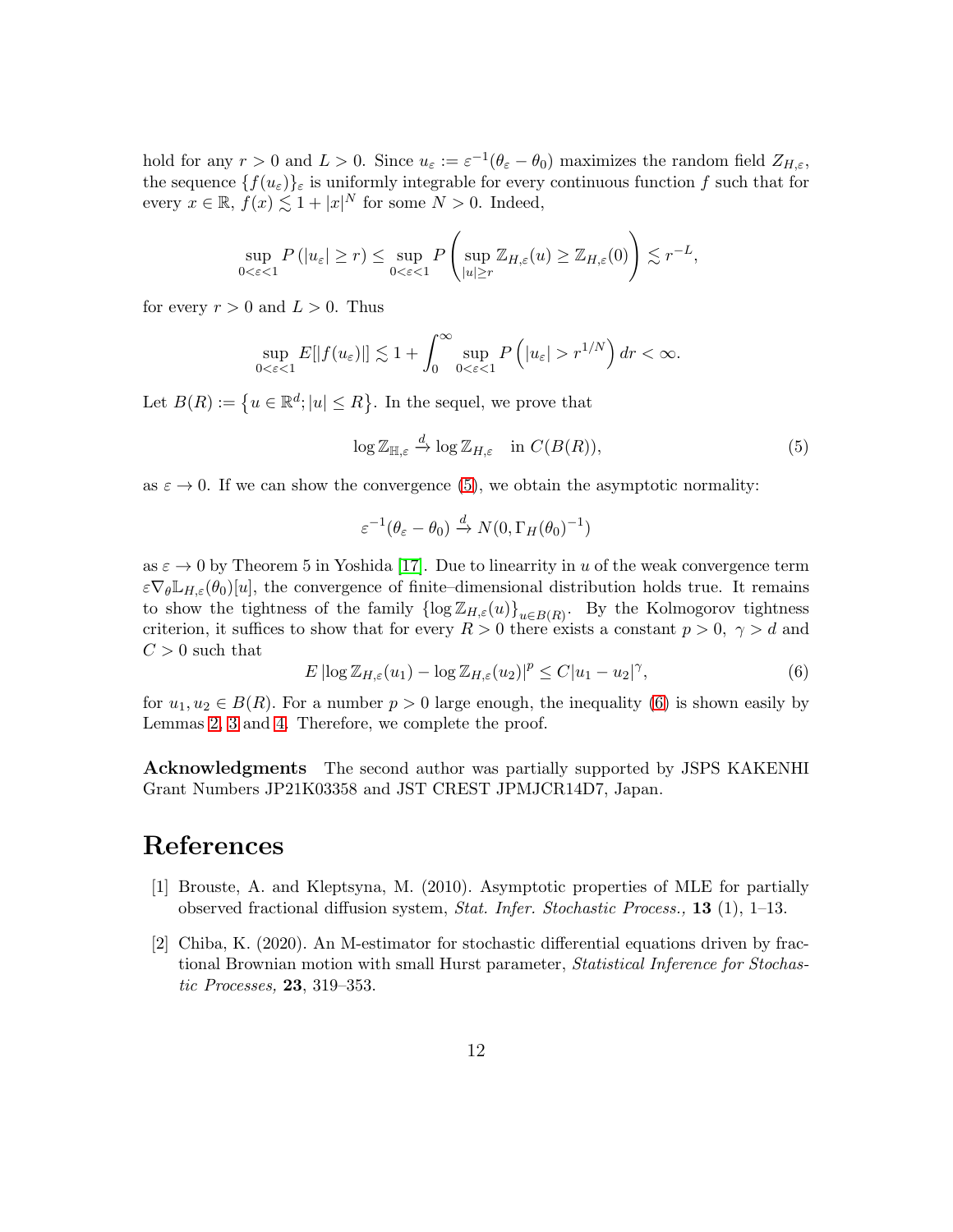hold for any $r > 0$ and $L > 0$. Since $u_\varepsilon := \varepsilon^{-1}(\theta_\varepsilon - \theta_0)$ maximizes the random field $Z_{H,\varepsilon}$, the sequence $\{f(u_\varepsilon)\}_\varepsilon$ is uniformly integrable for every continuous function $f$ such that for every $x \in \mathbb{R}$, $f(x) \lesssim 1 + |x|^N$ for some $N > 0$. Indeed,

$$\sup_{0<\varepsilon<1} P\left(|u_\varepsilon| \geq r\right) \leq \sup_{0<\varepsilon<1} P\left(\sup_{|u|\geq r} \mathbb{Z}_{H,\varepsilon}(u) \geq \mathbb{Z}_{H,\varepsilon}(0)\right) \lesssim r^{-L},$$

for every $r > 0$ and $L > 0$. Thus

$$\sup_{0<\varepsilon<1} E[|f(u_\varepsilon)|] \lesssim 1 + \int_0^\infty \sup_{0<\varepsilon<1} P\left(|u_\varepsilon| > r^{1/N}\right) dr < \infty.$$

Let $B(R) := \left\{u \in \mathbb{R}^d; |u| \leq R\right\}$. In the sequel, we prove that

$$\log \mathbb{Z}_{\mathbb{H},\varepsilon} \xrightarrow{d} \log \mathbb{Z}_{H,\varepsilon} \quad \text{in } C(B(R)), \tag{5}$$

as $\varepsilon \to 0$. If we can show the convergence (5), we obtain the asymptotic normality:

$$\varepsilon^{-1}(\theta_\varepsilon - \theta_0) \xrightarrow{d} N(0, \Gamma_H(\theta_0)^{-1})$$

as $\varepsilon \to 0$ by Theorem 5 in Yoshida [17]. Due to linearrity in $u$ of the weak convergence term $\varepsilon \nabla_\theta \mathbb{L}_{H,\varepsilon}(\theta_0)[u]$, the convergence of finite–dimensional distribution holds true. It remains to show the tightness of the family $\{\log \mathbb{Z}_{H,\varepsilon}(u)\}_{u \in B(R)}$. By the Kolmogorov tightness criterion, it suffices to show that for every $R > 0$ there exists a constant $p > 0$, $\gamma > d$ and $C > 0$ such that

$$E\left|\log \mathbb{Z}_{H,\varepsilon}(u_1) - \log \mathbb{Z}_{H,\varepsilon}(u_2)\right|^p \leq C|u_1 - u_2|^\gamma, \tag{6}$$

for $u_1, u_2 \in B(R)$. For a number $p > 0$ large enough, the inequality (6) is shown easily by Lemmas 2, 3 and 4. Therefore, we complete the proof.

**Acknowledgments** The second author was partially supported by JSPS KAKENHI Grant Numbers JP21K03358 and JST CREST JPMJCR14D7, Japan.

# References

[1] Brouste, A. and Kleptsyna, M. (2010). Asymptotic properties of MLE for partially observed fractional diffusion system, *Stat. Infer. Stochastic Process.,* **13** (1), 1–13.

[2] Chiba, K. (2020). An M-estimator for stochastic differential equations driven by fractional Brownian motion with small Hurst parameter, *Statistical Inference for Stochastic Processes,* **23**, 319–353.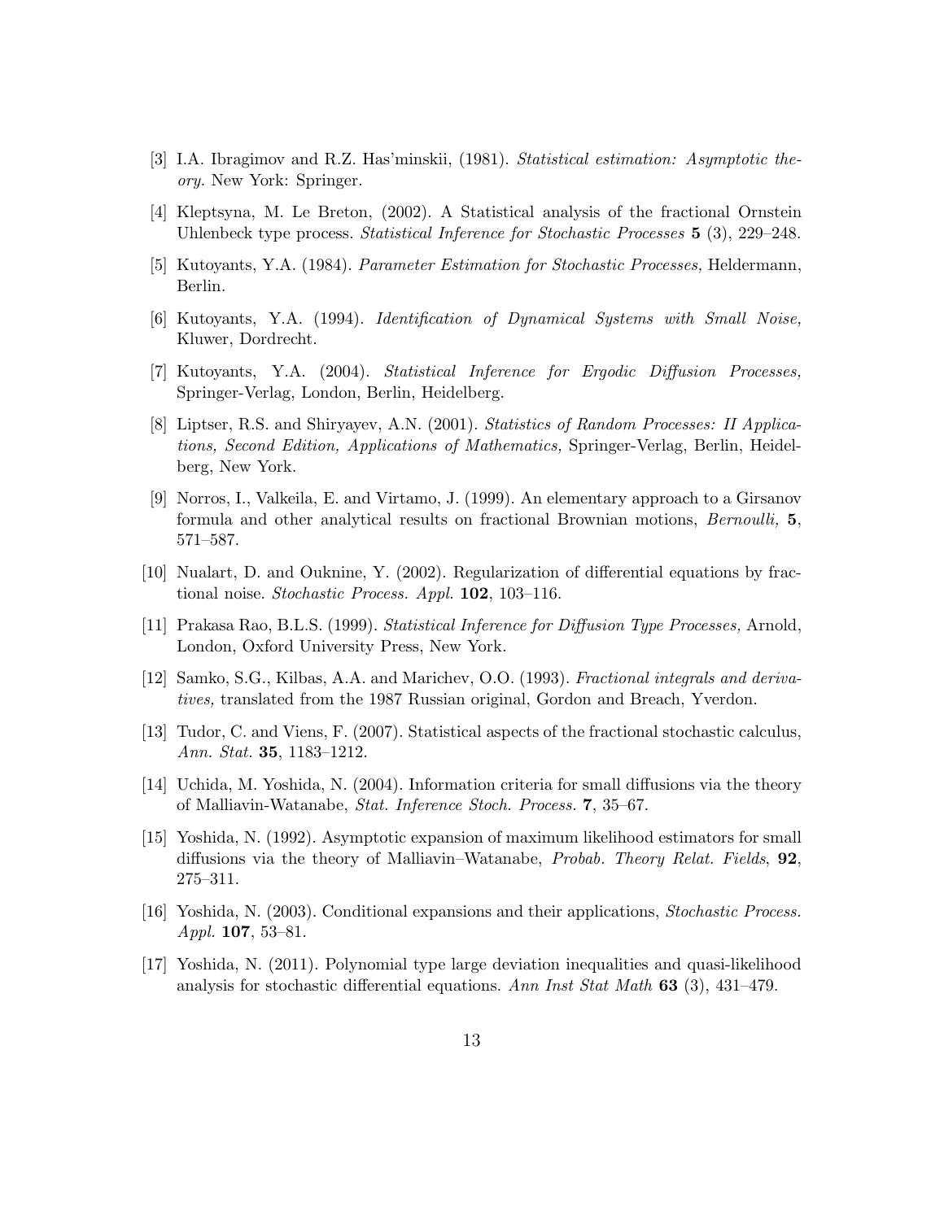[3] I.A. Ibragimov and R.Z. Has'minskii, (1981). *Statistical estimation: Asymptotic theory.* New York: Springer.

[4] Kleptsyna, M. Le Breton, (2002). A Statistical analysis of the fractional Ornstein Uhlenbeck type process. *Statistical Inference for Stochastic Processes* **5** (3), 229–248.

[5] Kutoyants, Y.A. (1984). *Parameter Estimation for Stochastic Processes,* Heldermann, Berlin.

[6] Kutoyants, Y.A. (1994). *Identification of Dynamical Systems with Small Noise,* Kluwer, Dordrecht.

[7] Kutoyants, Y.A. (2004). *Statistical Inference for Ergodic Diffusion Processes,* Springer-Verlag, London, Berlin, Heidelberg.

[8] Liptser, R.S. and Shiryayev, A.N. (2001). *Statistics of Random Processes: II Applications, Second Edition, Applications of Mathematics,* Springer-Verlag, Berlin, Heidelberg, New York.

[9] Norros, I., Valkeila, E. and Virtamo, J. (1999). An elementary approach to a Girsanov formula and other analytical results on fractional Brownian motions, *Bernoulli,* **5**, 571–587.

[10] Nualart, D. and Ouknine, Y. (2002). Regularization of differential equations by fractional noise. *Stochastic Process. Appl.* **102**, 103–116.

[11] Prakasa Rao, B.L.S. (1999). *Statistical Inference for Diffusion Type Processes,* Arnold, London, Oxford University Press, New York.

[12] Samko, S.G., Kilbas, A.A. and Marichev, O.O. (1993). *Fractional integrals and derivatives,* translated from the 1987 Russian original, Gordon and Breach, Yverdon.

[13] Tudor, C. and Viens, F. (2007). Statistical aspects of the fractional stochastic calculus, *Ann. Stat.* **35**, 1183–1212.

[14] Uchida, M. Yoshida, N. (2004). Information criteria for small diffusions via the theory of Malliavin-Watanabe, *Stat. Inference Stoch. Process.* **7**, 35–67.

[15] Yoshida, N. (1992). Asymptotic expansion of maximum likelihood estimators for small diffusions via the theory of Malliavin–Watanabe, *Probab. Theory Relat. Fields*, **92**, 275–311.

[16] Yoshida, N. (2003). Conditional expansions and their applications, *Stochastic Process. Appl.* **107**, 53–81.

[17] Yoshida, N. (2011). Polynomial type large deviation inequalities and quasi-likelihood analysis for stochastic differential equations. *Ann Inst Stat Math* **63** (3), 431–479.